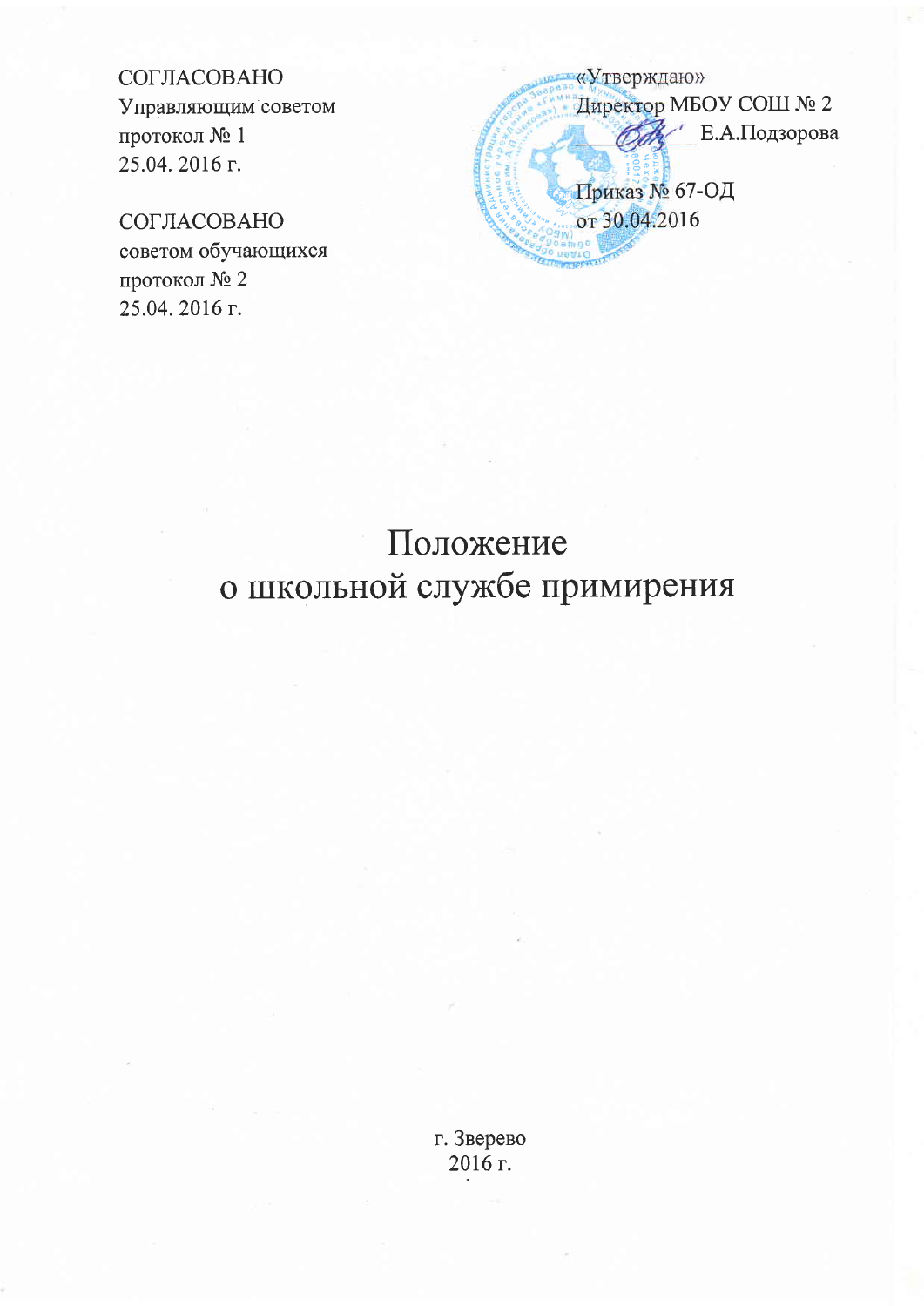СОГЛАСОВАНО
Управляющим советом
протокол № 1
25.04. 2016 г.

СОГЛАСОВАНО
советом обучающихся
протокол № 2
25.04. 2016 г.

«Утверждаю»
Директор МБОУ СОШ № 2
__________ Е.А.Подзорова

Приказ № 67-ОД
от 30.04.2016

# Положение
# о школьной службе примирения

г. Зверево
2016 г.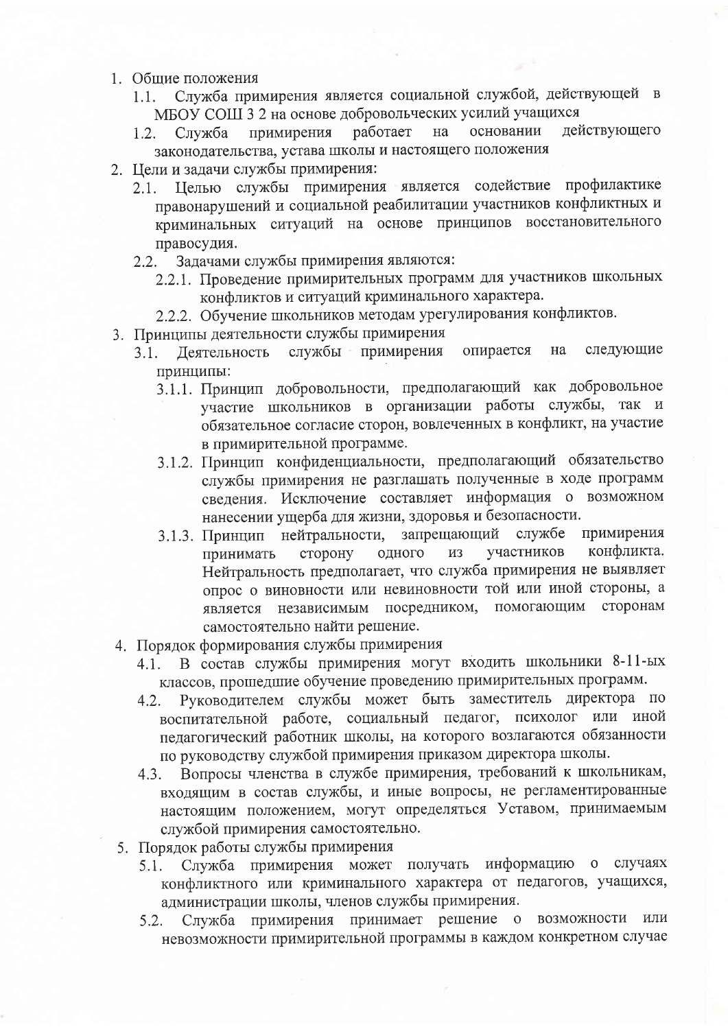1. Общие положения
    1.1. Служба примирения является социальной службой, действующей в МБОУ СОШ 3 2 на основе добровольческих усилий учащихся
    1.2. Служба примирения работает на основании действующего законодательства, устава школы и настоящего положения
2. Цели и задачи службы примирения:
    2.1. Целью службы примирения является содействие профилактике правонарушений и социальной реабилитации участников конфликтных и криминальных ситуаций на основе принципов восстановительного правосудия.
    2.2. Задачами службы примирения являются:
        2.2.1. Проведение примирительных программ для участников школьных конфликтов и ситуаций криминального характера.
        2.2.2. Обучение школьников методам урегулирования конфликтов.
3. Принципы деятельности службы примирения
    3.1. Деятельность службы примирения опирается на следующие принципы:
        3.1.1. Принцип добровольности, предполагающий как добровольное участие школьников в организации работы службы, так и обязательное согласие сторон, вовлеченных в конфликт, на участие в примирительной программе.
        3.1.2. Принцип конфиденциальности, предполагающий обязательство службы примирения не разглашать полученные в ходе программ сведения. Исключение составляет информация о возможном нанесении ущерба для жизни, здоровья и безопасности.
        3.1.3. Принцип нейтральности, запрещающий службе примирения принимать сторону одного из участников конфликта. Нейтральность предполагает, что служба примирения не выявляет опрос о виновности или невиновности той или иной стороны, а является независимым посредником, помогающим сторонам самостоятельно найти решение.
4. Порядок формирования службы примирения
    4.1. В состав службы примирения могут входить школьники 8-11-ых классов, прошедшие обучение проведению примирительных программ.
    4.2. Руководителем службы может быть заместитель директора по воспитательной работе, социальный педагог, психолог или иной педагогический работник школы, на которого возлагаются обязанности по руководству службой примирения приказом директора школы.
    4.3. Вопросы членства в службе примирения, требований к школьникам, входящим в состав службы, и иные вопросы, не регламентированные настоящим положением, могут определяться Уставом, принимаемым службой примирения самостоятельно.
5. Порядок работы службы примирения
    5.1. Служба примирения может получать информацию о случаях конфликтного или криминального характера от педагогов, учащихся, администрации школы, членов службы примирения.
    5.2. Служба примирения принимает решение о возможности или невозможности примирительной программы в каждом конкретном случае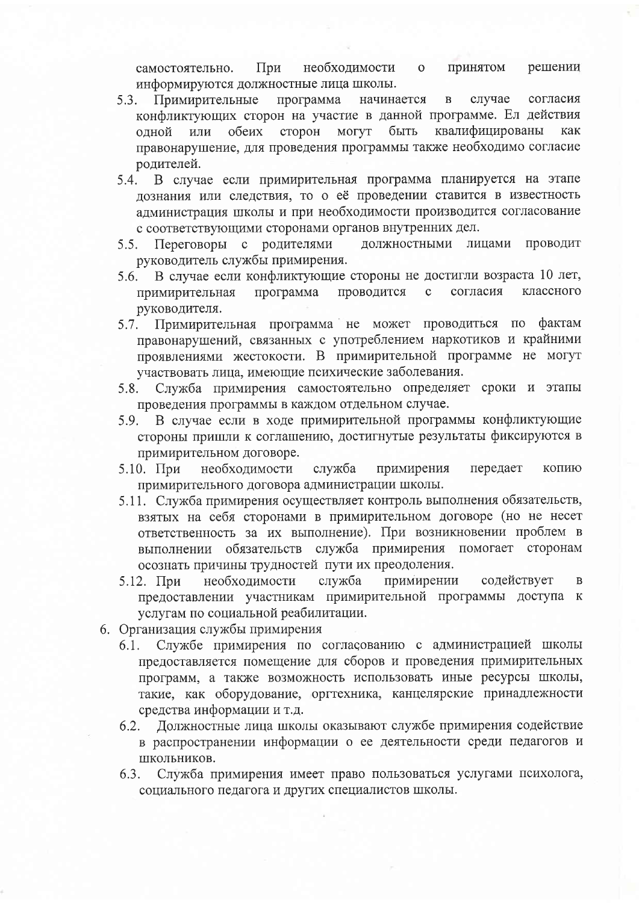самостоятельно. При необходимости о принятом решении информируются должностные лица школы.

5.3. Примирительные программа начинается в случае согласия конфликтующих сторон на участие в данной программе. Ел действия одной или обеих сторон могут быть квалифицированы как правонарушение, для проведения программы также необходимо согласие родителей.

5.4. В случае если примирительная программа планируется на этапе дознания или следствия, то о её проведении ставится в известность администрация школы и при необходимости производится согласование с соответствующими сторонами органов внутренних дел.

5.5. Переговоры с родителями должностными лицами проводит руководитель службы примирения.

5.6. В случае если конфликтующие стороны не достигли возраста 10 лет, примирительная программа проводится с согласия классного руководителя.

5.7. Примирительная программа не может проводиться по фактам правонарушений, связанных с употреблением наркотиков и крайними проявлениями жестокости. В примирительной программе не могут участвовать лица, имеющие психические заболевания.

5.8. Служба примирения самостоятельно определяет сроки и этапы проведения программы в каждом отдельном случае.

5.9. В случае если в ходе примирительной программы конфликтующие стороны пришли к соглашению, достигнутые результаты фиксируются в примирительном договоре.

5.10. При необходимости служба примирения передает копию примирительного договора администрации школы.

5.11. Служба примирения осуществляет контроль выполнения обязательств, взятых на себя сторонами в примирительном договоре (но не несет ответственность за их выполнение). При возникновении проблем в выполнении обязательств служба примирения помогает сторонам осознать причины трудностей пути их преодоления.

5.12. При необходимости служба примирении содействует в предоставлении участникам примирительной программы доступа к услугам по социальной реабилитации.

6. Организация службы примирения

6.1. Службе примирения по согласованию с администрацией школы предоставляется помещение для сборов и проведения примирительных программ, а также возможность использовать иные ресурсы школы, такие, как оборудование, оргтехника, канцелярские принадлежности средства информации и т.д.

6.2. Должностные лица школы оказывают службе примирения содействие в распространении информации о ее деятельности среди педагогов и школьников.

6.3. Служба примирения имеет право пользоваться услугами психолога, социального педагога и других специалистов школы.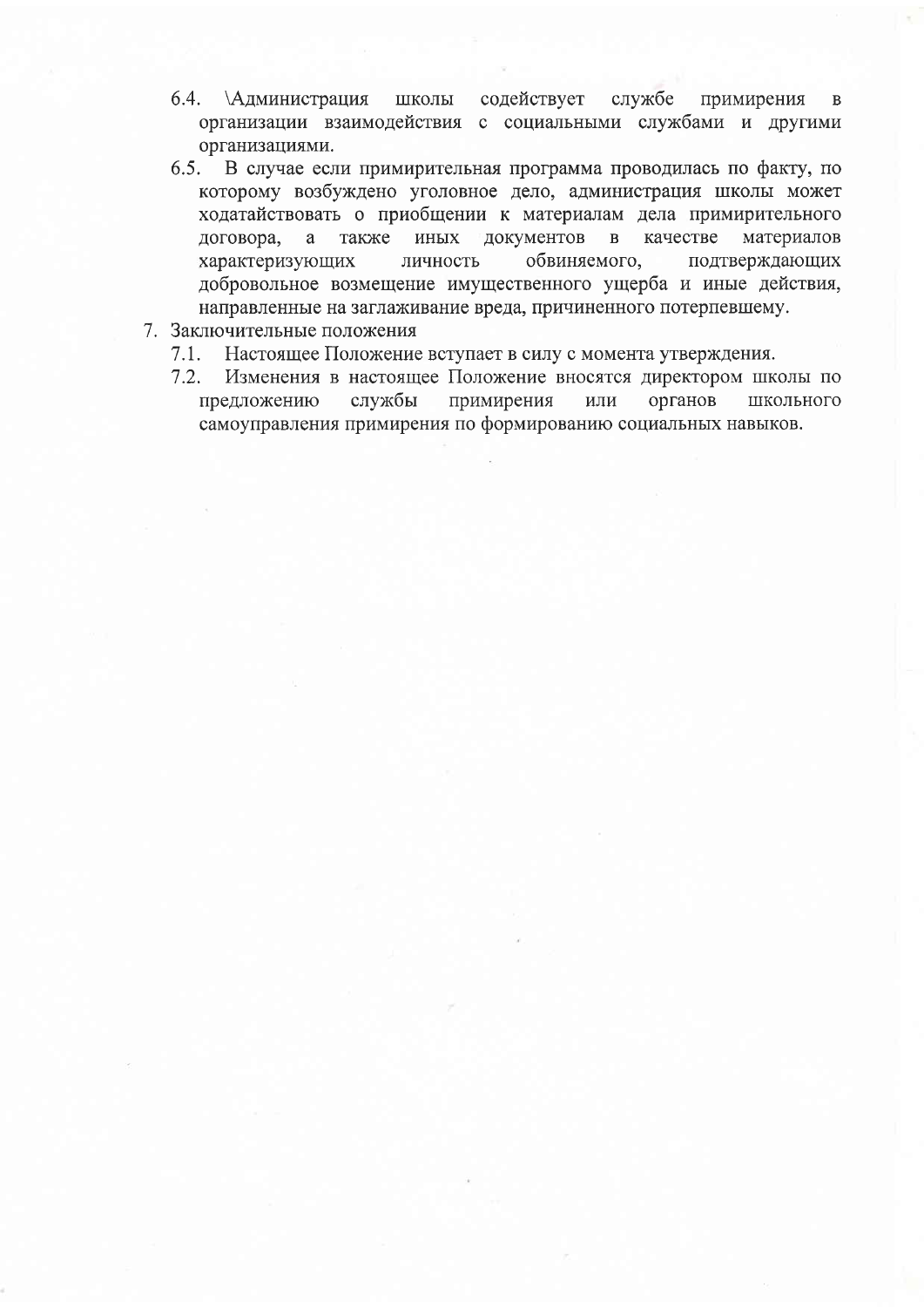6.4. \Администрация школы содействует службе примирения в организации взаимодействия с социальными службами и другими организациями.

6.5. В случае если примирительная программа проводилась по факту, по которому возбуждено уголовное дело, администрация школы может ходатайствовать о приобщении к материалам дела примирительного договора, а также иных документов в качестве материалов характеризующих личность обвиняемого, подтверждающих добровольное возмещение имущественного ущерба и иные действия, направленные на заглаживание вреда, причиненного потерпевшему.

7. Заключительные положения

7.1. Настоящее Положение вступает в силу с момента утверждения.

7.2. Изменения в настоящее Положение вносятся директором школы по предложению службы примирения или органов школьного самоуправления примирения по формированию социальных навыков.